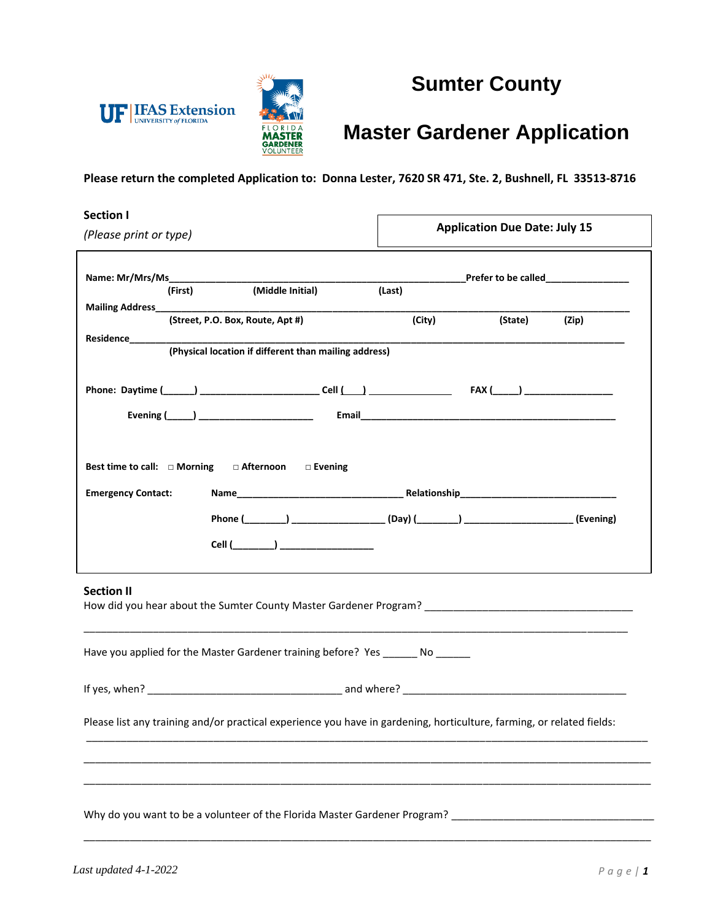# Sumter County

# Master Gardener Application

**Please return the completed Application to: Donna Lester, 7620 SR 471, Ste. 2, Bushnell, FL 33513-8716**

**Section I**

*(Please print or type)*

**Application Due Date: July 15**

**Name: Mr/Mrs/Ms**\_\_\_\_\_\_\_\_\_\_\_\_\_\_\_\_\_\_\_\_\_\_\_\_\_\_\_\_\_\_\_\_\_\_\_\_\_\_\_\_\_\_\_\_\_\_\_\_\_\_\_\_\_\_\_\_\_\_\_\_**Prefer to be called**\_\_\_\_\_\_\_\_\_\_\_\_\_\_\_\_\_\_
**(First) (Middle Initial) (Last)**

**Mailing Address**\_\_\_\_\_\_\_\_\_\_\_\_\_\_\_\_\_\_\_\_\_\_\_\_\_\_\_\_\_\_\_\_\_\_\_\_\_\_\_\_\_\_\_\_\_\_\_\_\_\_\_\_\_\_\_\_\_\_\_\_\_\_\_\_\_\_\_\_\_\_\_\_\_\_\_\_\_\_\_\_\_\_\_\_\_\_\_\_\_\_\_\_
**(Street, P.O. Box, Route, Apt #) (City) (State) (Zip)**

**Residence**\_\_\_\_\_\_\_\_\_\_\_\_\_\_\_\_\_\_\_\_\_\_\_\_\_\_\_\_\_\_\_\_\_\_\_\_\_\_\_\_\_\_\_\_\_\_\_\_\_\_\_\_\_\_\_\_\_\_\_\_\_\_\_\_\_\_\_\_\_\_\_\_\_\_\_\_\_\_\_\_\_\_\_\_\_\_\_\_\_\_\_\_\_\_\_\_\_\_\_
**(Physical location if different than mailing address)**

**Phone: Daytime (\_\_\_\_\_\_)** \_\_\_\_\_\_\_\_\_\_\_\_\_\_\_\_\_\_\_\_\_\_\_ **Cell (\_\_\_)** \_\_\_\_\_\_\_\_\_\_\_\_\_\_\_\_ **FAX (\_\_\_\_\_)** \_\_\_\_\_\_\_\_\_\_\_\_\_\_\_\_\_\_

**Evening (\_\_\_\_\_)** \_\_\_\_\_\_\_\_\_\_\_\_\_\_\_\_\_\_\_\_\_\_\_ **Email**\_\_\_\_\_\_\_\_\_\_\_\_\_\_\_\_\_\_\_\_\_\_\_\_\_\_\_\_\_\_\_\_\_\_\_\_\_\_\_\_\_\_\_\_\_\_\_\_\_\_\_\_\_\_\_\_\_

**Best time to call:** □ **Morning** □ **Afternoon** □ **Evening**

**Emergency Contact:** **Name**\_\_\_\_\_\_\_\_\_\_\_\_\_\_\_\_\_\_\_\_\_\_\_\_\_\_\_\_\_\_\_\_\_\_\_\_ **Relationship**\_\_\_\_\_\_\_\_\_\_\_\_\_\_\_\_\_\_\_\_\_\_\_\_\_\_\_\_\_\_\_\_\_\_

**Phone (\_\_\_\_\_\_\_\_\_)** \_\_\_\_\_\_\_\_\_\_\_\_\_\_\_\_\_\_\_\_ **(Day) (\_\_\_\_\_\_\_\_\_)** \_\_\_\_\_\_\_\_\_\_\_\_\_\_\_\_\_\_\_\_\_\_\_ **(Evening)**

**Cell (\_\_\_\_\_\_\_\_\_)** \_\_\_\_\_\_\_\_\_\_\_\_\_\_\_\_\_\_\_\_\_

**Section II**

How did you hear about the Sumter County Master Gardener Program? \_\_\_\_\_\_\_\_\_\_\_\_\_\_\_\_\_\_\_\_\_\_\_\_\_\_\_\_\_\_\_\_\_\_\_\_\_\_\_\_

\_\_\_\_\_\_\_\_\_\_\_\_\_\_\_\_\_\_\_\_\_\_\_\_\_\_\_\_\_\_\_\_\_\_\_\_\_\_\_\_\_\_\_\_\_\_\_\_\_\_\_\_\_\_\_\_\_\_\_\_\_\_\_\_\_\_\_\_\_\_\_\_\_\_\_\_\_\_\_\_\_\_\_\_\_\_\_\_\_\_\_\_\_\_\_\_\_\_\_\_\_\_\_

Have you applied for the Master Gardener training before? Yes \_\_\_\_\_\_ No \_\_\_\_\_\_

If yes, when? \_\_\_\_\_\_\_\_\_\_\_\_\_\_\_\_\_\_\_\_\_\_\_\_\_\_\_\_\_\_\_\_\_\_\_\_\_\_ and where? \_\_\_\_\_\_\_\_\_\_\_\_\_\_\_\_\_\_\_\_\_\_\_\_\_\_\_\_\_\_\_\_\_\_\_\_\_\_\_\_\_\_\_\_

Please list any training and/or practical experience you have in gardening, horticulture, farming, or related fields:

\_\_\_\_\_\_\_\_\_\_\_\_\_\_\_\_\_\_\_\_\_\_\_\_\_\_\_\_\_\_\_\_\_\_\_\_\_\_\_\_\_\_\_\_\_\_\_\_\_\_\_\_\_\_\_\_\_\_\_\_\_\_\_\_\_\_\_\_\_\_\_\_\_\_\_\_\_\_\_\_\_\_\_\_\_\_\_\_\_\_\_\_\_\_\_\_\_\_\_\_\_\_\_

\_\_\_\_\_\_\_\_\_\_\_\_\_\_\_\_\_\_\_\_\_\_\_\_\_\_\_\_\_\_\_\_\_\_\_\_\_\_\_\_\_\_\_\_\_\_\_\_\_\_\_\_\_\_\_\_\_\_\_\_\_\_\_\_\_\_\_\_\_\_\_\_\_\_\_\_\_\_\_\_\_\_\_\_\_\_\_\_\_\_\_\_\_\_\_\_\_\_\_\_\_\_\_

\_\_\_\_\_\_\_\_\_\_\_\_\_\_\_\_\_\_\_\_\_\_\_\_\_\_\_\_\_\_\_\_\_\_\_\_\_\_\_\_\_\_\_\_\_\_\_\_\_\_\_\_\_\_\_\_\_\_\_\_\_\_\_\_\_\_\_\_\_\_\_\_\_\_\_\_\_\_\_\_\_\_\_\_\_\_\_\_\_\_\_\_\_\_\_\_\_\_\_\_\_\_\_

Why do you want to be a volunteer of the Florida Master Gardener Program? \_\_\_\_\_\_\_\_\_\_\_\_\_\_\_\_\_\_\_\_\_\_\_\_\_\_\_\_\_\_\_\_\_\_\_\_\_\_

\_\_\_\_\_\_\_\_\_\_\_\_\_\_\_\_\_\_\_\_\_\_\_\_\_\_\_\_\_\_\_\_\_\_\_\_\_\_\_\_\_\_\_\_\_\_\_\_\_\_\_\_\_\_\_\_\_\_\_\_\_\_\_\_\_\_\_\_\_\_\_\_\_\_\_\_\_\_\_\_\_\_\_\_\_\_\_\_\_\_\_\_\_\_\_\_\_\_\_\_\_\_\_

*Last updated 4-1-2022*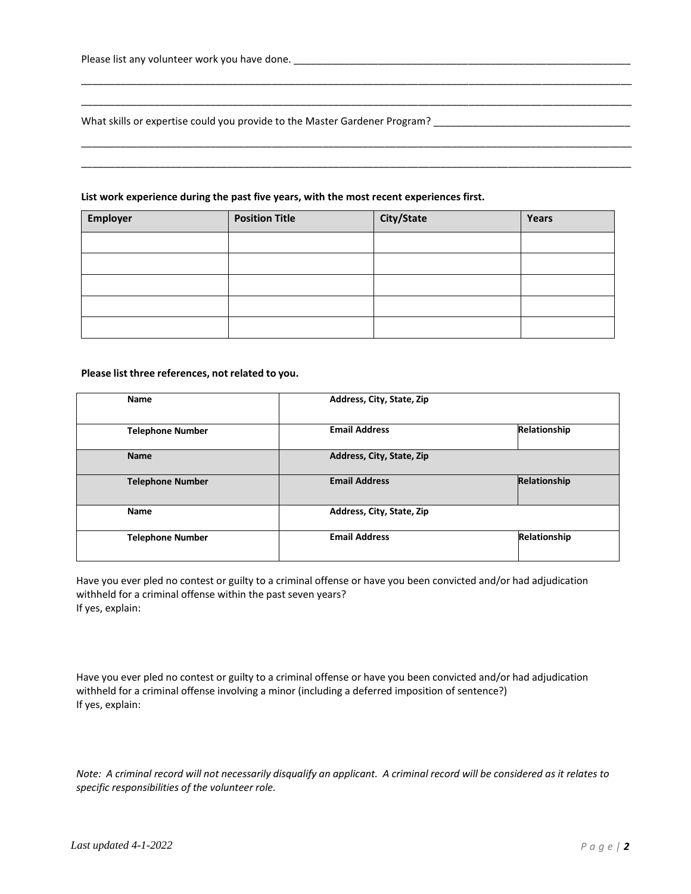Please list any volunteer work you have done. ______________________________________________________________

____________________________________________________________________________________________________

____________________________________________________________________________________________________

What skills or expertise could you provide to the Master Gardener Program? ___________________________________

____________________________________________________________________________________________________

____________________________________________________________________________________________________

**List work experience during the past five years, with the most recent experiences first.**

| Employer | Position Title | City/State | Years |
|---|---|---|---|
| | | | |
| | | | |
| | | | |
| | | | |
| | | | |

**Please list three references, not related to you.**

| Name | Address, City, State, Zip | |
|---|---|---|
| **Telephone Number** | **Email Address** | **Relationship** |
| **Name** | **Address, City, State, Zip** | |
| **Telephone Number** | **Email Address** | **Relationship** |
| **Name** | **Address, City, State, Zip** | |
| **Telephone Number** | **Email Address** | **Relationship** |

Have you ever pled no contest or guilty to a criminal offense or have you been convicted and/or had adjudication withheld for a criminal offense within the past seven years?
If yes, explain:

Have you ever pled no contest or guilty to a criminal offense or have you been convicted and/or had adjudication withheld for a criminal offense involving a minor (including a deferred imposition of sentence?)
If yes, explain:

*Note: A criminal record will not necessarily disqualify an applicant. A criminal record will be considered as it relates to specific responsibilities of the volunteer role.*

*Last updated 4-1-2022*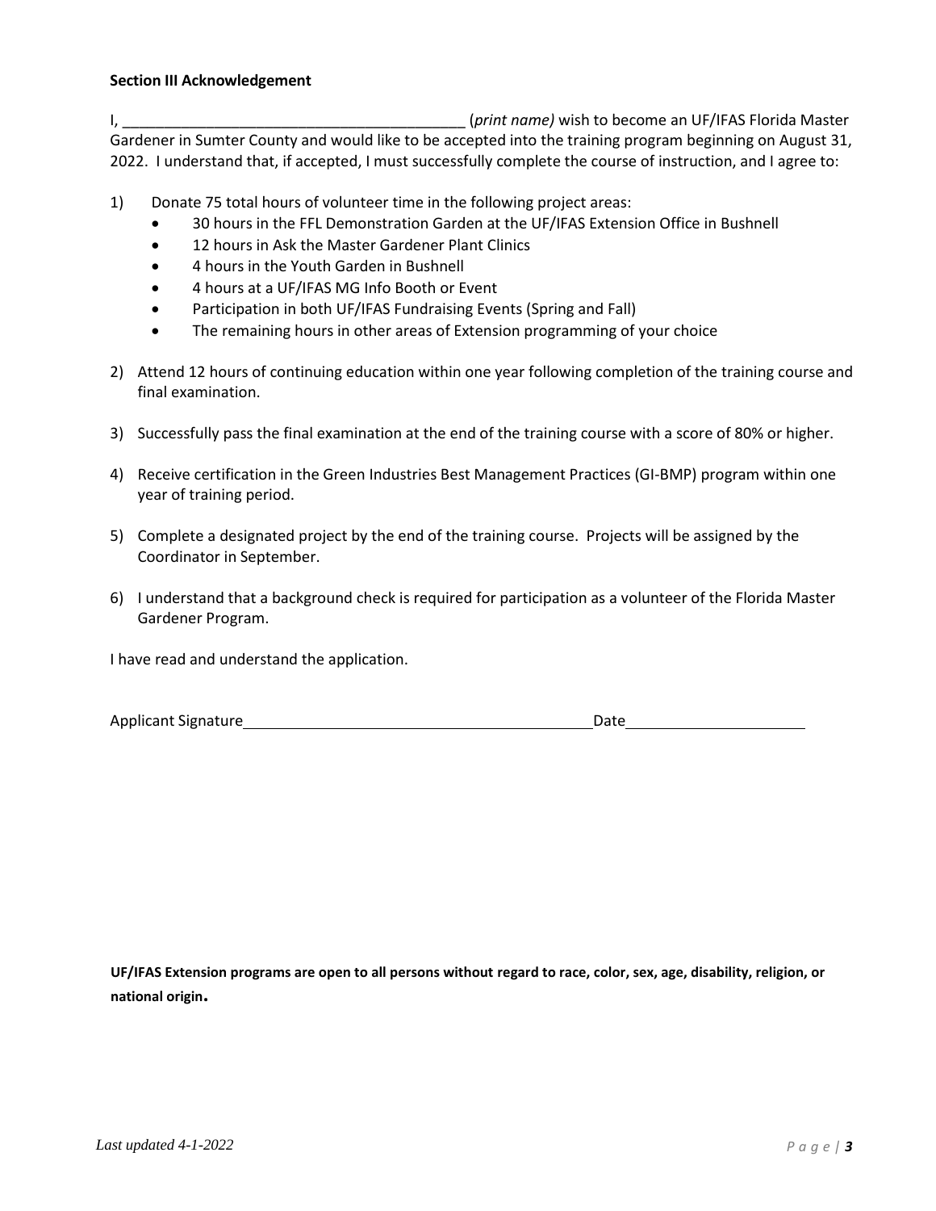**Section III Acknowledgement**

I, _________________________________________ (*print name)* wish to become an UF/IFAS Florida Master Gardener in Sumter County and would like to be accepted into the training program beginning on August 31, 2022. I understand that, if accepted, I must successfully complete the course of instruction, and I agree to:

1) Donate 75 total hours of volunteer time in the following project areas:
   - 30 hours in the FFL Demonstration Garden at the UF/IFAS Extension Office in Bushnell
   - 12 hours in Ask the Master Gardener Plant Clinics
   - 4 hours in the Youth Garden in Bushnell
   - 4 hours at a UF/IFAS MG Info Booth or Event
   - Participation in both UF/IFAS Fundraising Events (Spring and Fall)
   - The remaining hours in other areas of Extension programming of your choice

2) Attend 12 hours of continuing education within one year following completion of the training course and final examination.

3) Successfully pass the final examination at the end of the training course with a score of 80% or higher.

4) Receive certification in the Green Industries Best Management Practices (GI-BMP) program within one year of training period.

5) Complete a designated project by the end of the training course. Projects will be assigned by the Coordinator in September.

6) I understand that a background check is required for participation as a volunteer of the Florida Master Gardener Program.

I have read and understand the application.

Applicant Signature_________________________________________ Date_____________________

**UF/IFAS Extension programs are open to all persons without regard to race, color, sex, age, disability, religion, or national origin.**

*Last updated 4-1-2022*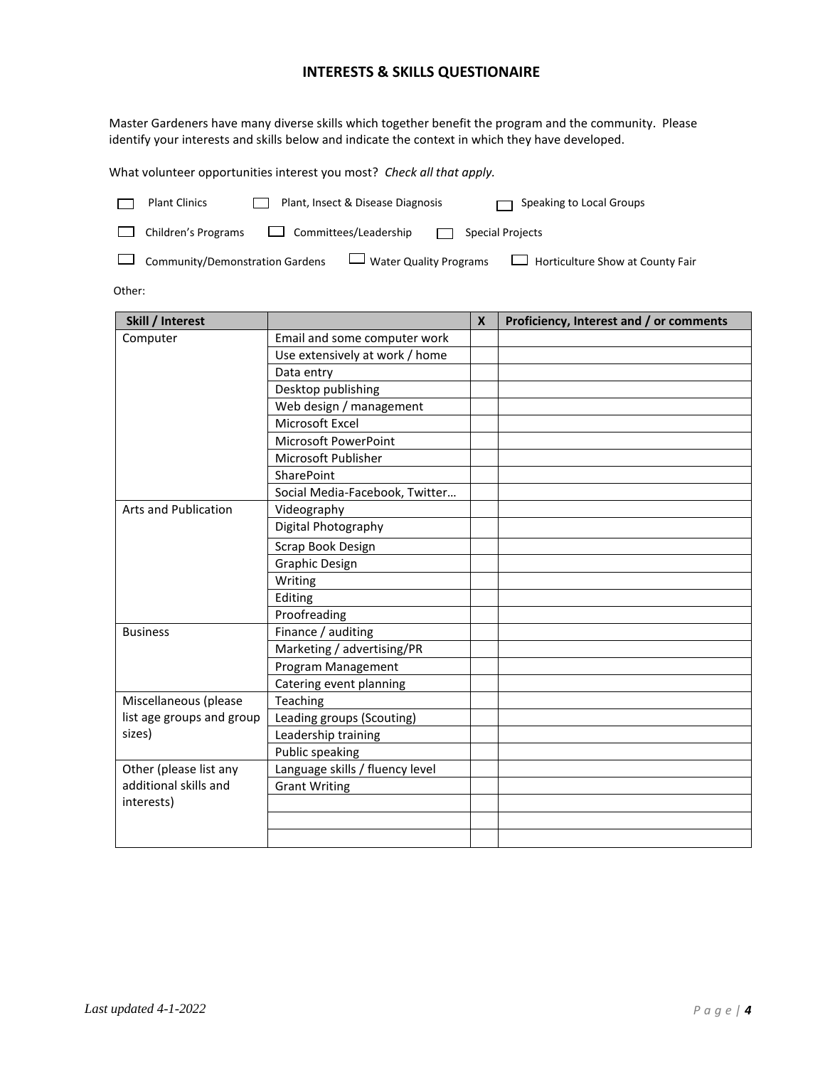# INTERESTS & SKILLS QUESTIONAIRE

Master Gardeners have many diverse skills which together benefit the program and the community. Please identify your interests and skills below and indicate the context in which they have developed.

What volunteer opportunities interest you most? *Check all that apply.*

- ☐ Plant Clinics
- ☐ Plant, Insect & Disease Diagnosis
- ☐ Speaking to Local Groups
- ☐ Children's Programs
- ☐ Committees/Leadership
- ☐ Special Projects
- ☐ Community/Demonstration Gardens
- ☐ Water Quality Programs
- ☐ Horticulture Show at County Fair

Other:

| Skill / Interest | | X | Proficiency, Interest and / or comments |
|---|---|---|---|
| Computer | Email and some computer work | | |
| | Use extensively at work / home | | |
| | Data entry | | |
| | Desktop publishing | | |
| | Web design / management | | |
| | Microsoft Excel | | |
| | Microsoft PowerPoint | | |
| | Microsoft Publisher | | |
| | SharePoint | | |
| | Social Media-Facebook, Twitter… | | |
| Arts and Publication | Videography | | |
| | Digital Photography | | |
| | Scrap Book Design | | |
| | Graphic Design | | |
| | Writing | | |
| | Editing | | |
| | Proofreading | | |
| Business | Finance / auditing | | |
| | Marketing / advertising/PR | | |
| | Program Management | | |
| | Catering event planning | | |
| Miscellaneous (please list age groups and group sizes) | Teaching | | |
| | Leading groups (Scouting) | | |
| | Leadership training | | |
| | Public speaking | | |
| Other (please list any additional skills and interests) | Language skills / fluency level | | |
| | Grant Writing | | |
| | | | |
| | | | |
| | | | |

*Last updated 4-1-2022*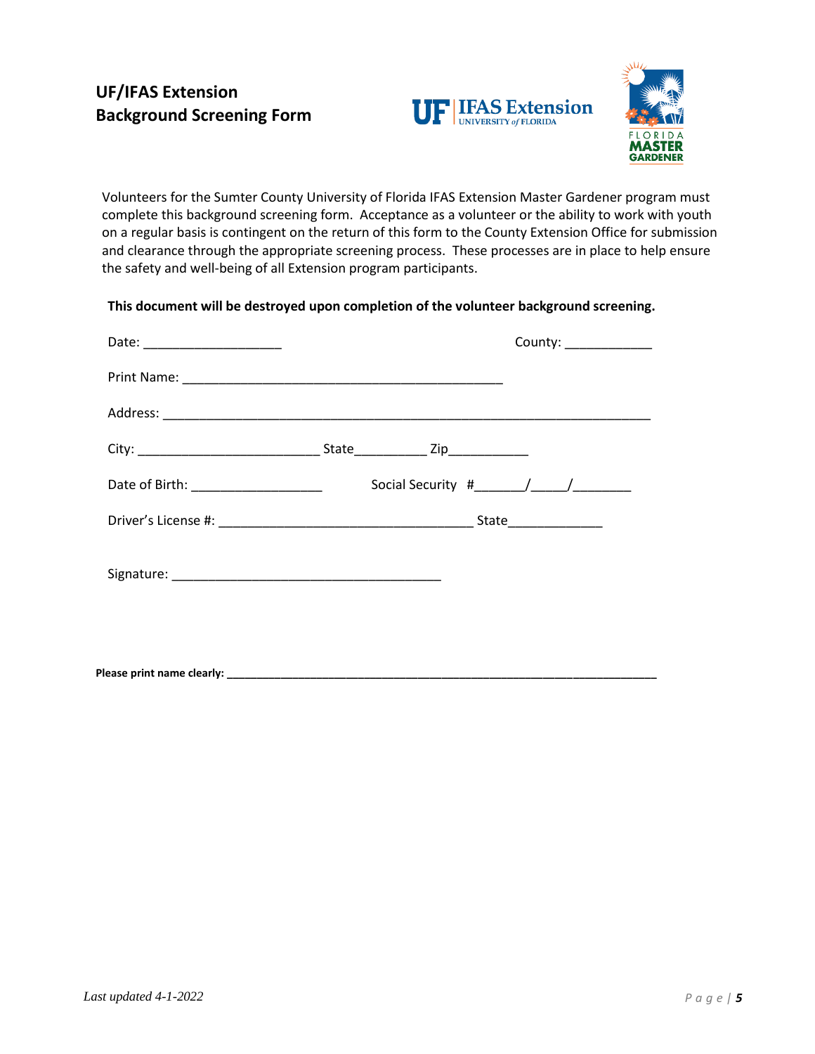# UF/IFAS Extension Background Screening Form

UF | IFAS Extension UNIVERSITY of FLORIDA

FLORIDA MASTER GARDENER

Volunteers for the Sumter County University of Florida IFAS Extension Master Gardener program must complete this background screening form. Acceptance as a volunteer or the ability to work with youth on a regular basis is contingent on the return of this form to the County Extension Office for submission and clearance through the appropriate screening process. These processes are in place to help ensure the safety and well-being of all Extension program participants.

**This document will be destroyed upon completion of the volunteer background screening.**

Date: ___________________ County: ____________

Print Name: ____________________________________________

Address: ___________________________________________________________________

City: _________________________ State__________ Zip___________

Date of Birth: __________________ Social Security #_______/_____/________

Driver's License #: ___________________________________ State_____________

Signature: _____________________________________

**Please print name clearly: ________________________________________________________________**

*Last updated 4-1-2022*